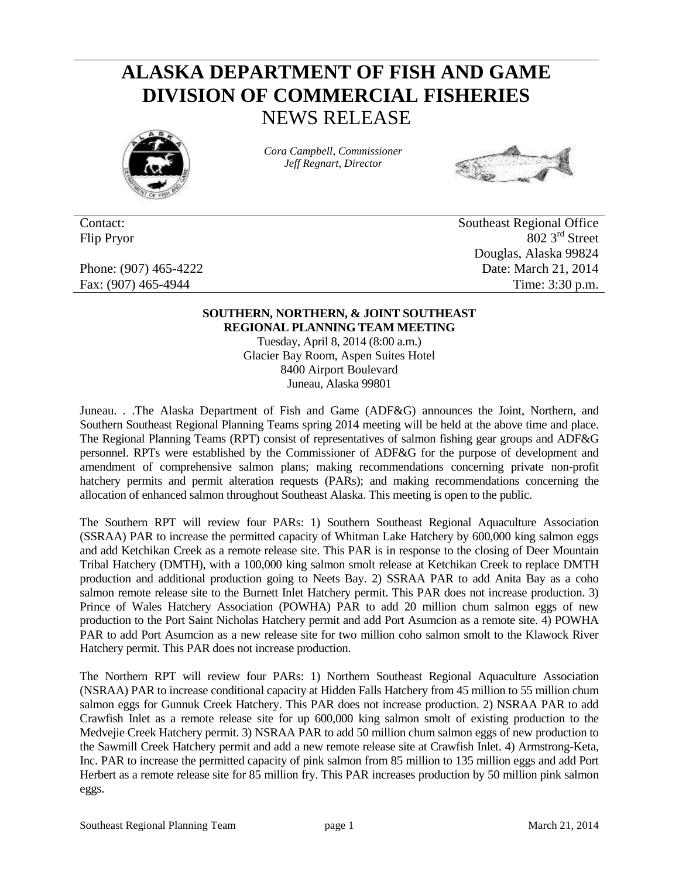# ALASKA DEPARTMENT OF FISH AND GAME
# DIVISION OF COMMERCIAL FISHERIES
## NEWS RELEASE

*Cora Campbell, Commissioner*
*Jeff Regnart, Director*

Contact:
Flip Pryor

Phone: (907) 465-4222
Fax: (907) 465-4944

Southeast Regional Office
802 3rd Street
Douglas, Alaska 99824
Date: March 21, 2014
Time: 3:30 p.m.

**SOUTHERN, NORTHERN, & JOINT SOUTHEAST REGIONAL PLANNING TEAM MEETING**

Tuesday, April 8, 2014 (8:00 a.m.)
Glacier Bay Room, Aspen Suites Hotel
8400 Airport Boulevard
Juneau, Alaska 99801

Juneau. . .The Alaska Department of Fish and Game (ADF&G) announces the Joint, Northern, and Southern Southeast Regional Planning Teams spring 2014 meeting will be held at the above time and place. The Regional Planning Teams (RPT) consist of representatives of salmon fishing gear groups and ADF&G personnel. RPTs were established by the Commissioner of ADF&G for the purpose of development and amendment of comprehensive salmon plans; making recommendations concerning private non-profit hatchery permits and permit alteration requests (PARs); and making recommendations concerning the allocation of enhanced salmon throughout Southeast Alaska. This meeting is open to the public.

The Southern RPT will review four PARs: 1) Southern Southeast Regional Aquaculture Association (SSRAA) PAR to increase the permitted capacity of Whitman Lake Hatchery by 600,000 king salmon eggs and add Ketchikan Creek as a remote release site. This PAR is in response to the closing of Deer Mountain Tribal Hatchery (DMTH), with a 100,000 king salmon smolt release at Ketchikan Creek to replace DMTH production and additional production going to Neets Bay. 2) SSRAA PAR to add Anita Bay as a coho salmon remote release site to the Burnett Inlet Hatchery permit. This PAR does not increase production. 3) Prince of Wales Hatchery Association (POWHA) PAR to add 20 million chum salmon eggs of new production to the Port Saint Nicholas Hatchery permit and add Port Asumcion as a remote site. 4) POWHA PAR to add Port Asumcion as a new release site for two million coho salmon smolt to the Klawock River Hatchery permit. This PAR does not increase production.

The Northern RPT will review four PARs: 1) Northern Southeast Regional Aquaculture Association (NSRAA) PAR to increase conditional capacity at Hidden Falls Hatchery from 45 million to 55 million chum salmon eggs for Gunnuk Creek Hatchery. This PAR does not increase production. 2) NSRAA PAR to add Crawfish Inlet as a remote release site for up 600,000 king salmon smolt of existing production to the Medvejie Creek Hatchery permit. 3) NSRAA PAR to add 50 million chum salmon eggs of new production to the Sawmill Creek Hatchery permit and add a new remote release site at Crawfish Inlet. 4) Armstrong-Keta, Inc. PAR to increase the permitted capacity of pink salmon from 85 million to 135 million eggs and add Port Herbert as a remote release site for 85 million fry. This PAR increases production by 50 million pink salmon eggs.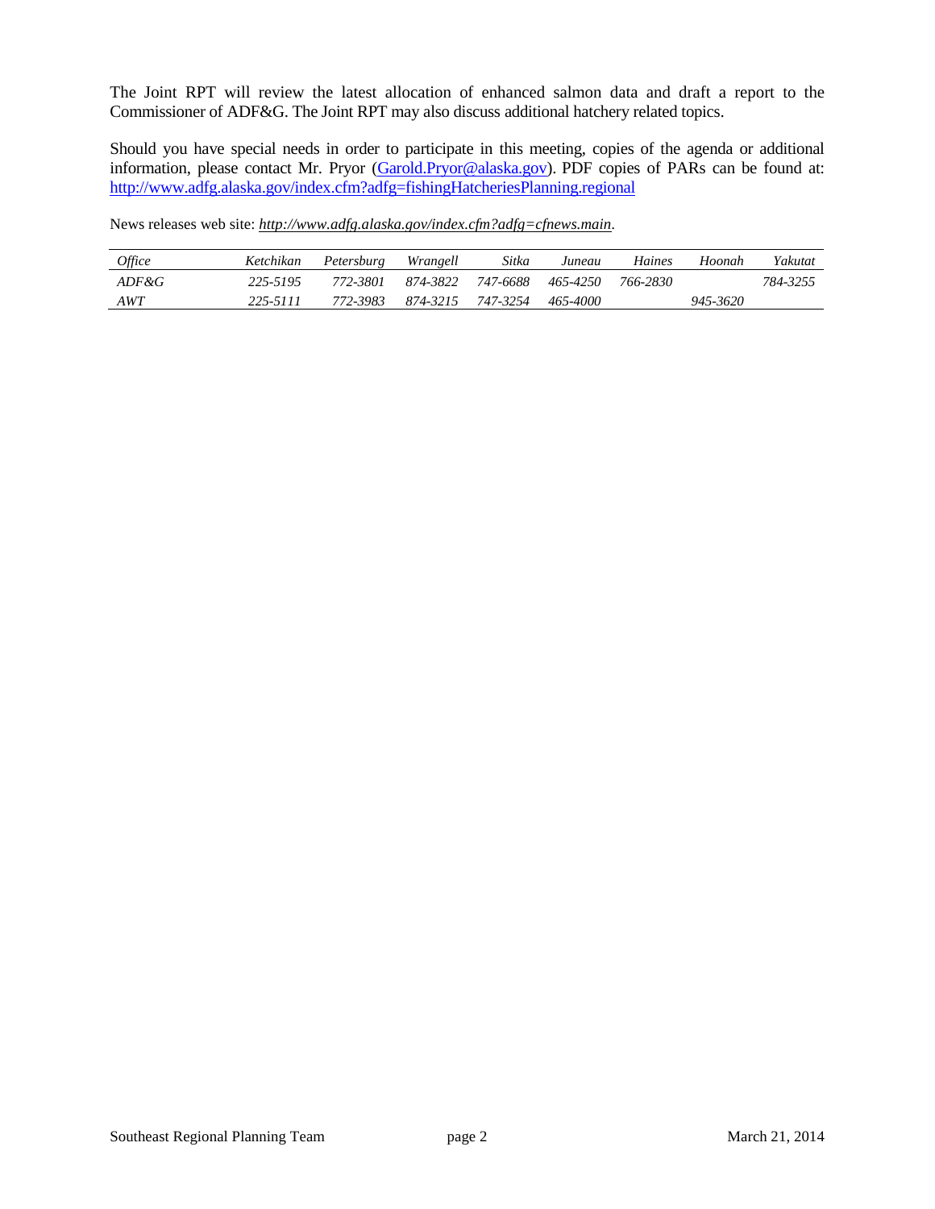The Joint RPT will review the latest allocation of enhanced salmon data and draft a report to the Commissioner of ADF&G. The Joint RPT may also discuss additional hatchery related topics.

Should you have special needs in order to participate in this meeting, copies of the agenda or additional information, please contact Mr. Pryor (Garold.Pryor@alaska.gov). PDF copies of PARs can be found at: http://www.adfg.alaska.gov/index.cfm?adfg=fishingHatcheriesPlanning.regional

News releases web site: *http://www.adfg.alaska.gov/index.cfm?adfg=cfnews.main*.

| *Office* | *Ketchikan* | *Petersburg* | *Wrangell* | *Sitka* | *Juneau* | *Haines* | *Hoonah* | *Yakutat* |
|---|---|---|---|---|---|---|---|---|
| *ADF&G* | *225-5195* | *772-3801* | *874-3822* | *747-6688* | *465-4250* | *766-2830* | | *784-3255* |
| *AWT* | *225-5111* | *772-3983* | *874-3215* | *747-3254* | *465-4000* | | *945-3620* | |